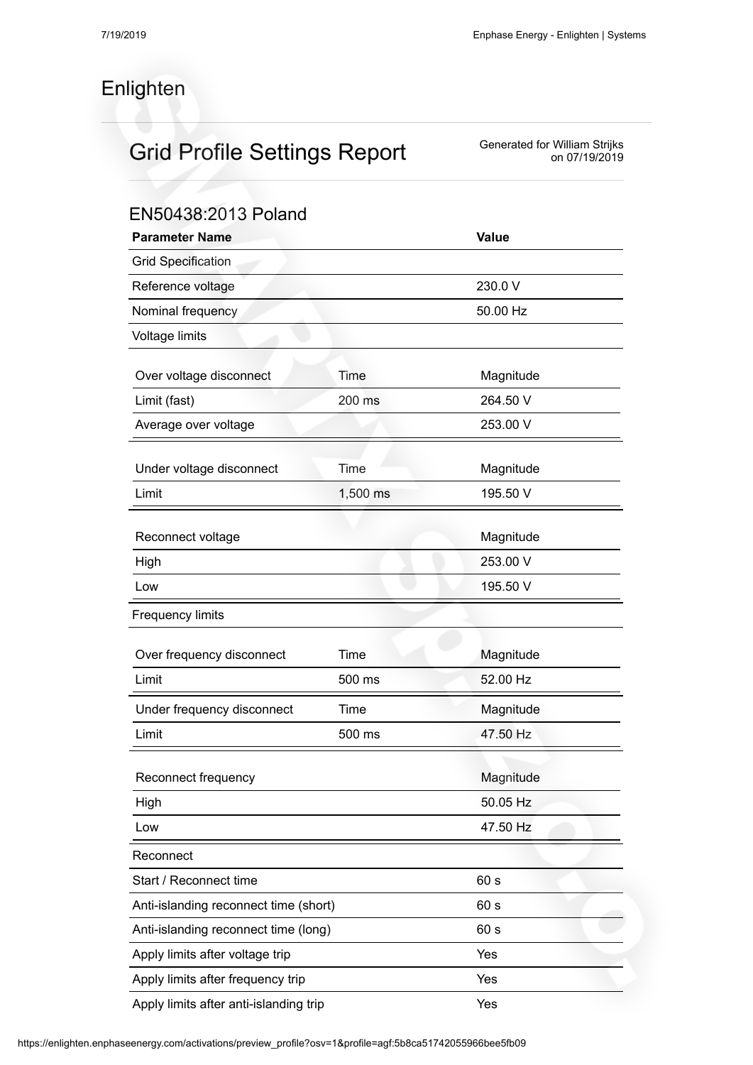# Enlighten

## Grid Profile Settings Report

Generated for William Strijks on 07/19/2019

### EN50438:2013 Poland

| Parameter Name | | Value |
|---|---|---|
| Grid Specification | | |
| Reference voltage | | 230.0 V |
| Nominal frequency | | 50.00 Hz |
| Voltage limits | | |

| Over voltage disconnect | Time | Magnitude |
|---|---|---|
| Limit (fast) | 200 ms | 264.50 V |
| Average over voltage | | 253.00 V |

| Under voltage disconnect | Time | Magnitude |
|---|---|---|
| Limit | 1,500 ms | 195.50 V |

| Reconnect voltage | | Magnitude |
|---|---|---|
| High | | 253.00 V |
| Low | | 195.50 V |

Frequency limits

| Over frequency disconnect | Time | Magnitude |
|---|---|---|
| Limit | 500 ms | 52.00 Hz |

| Under frequency disconnect | Time | Magnitude |
|---|---|---|
| Limit | 500 ms | 47.50 Hz |

| Reconnect frequency | | Magnitude |
|---|---|---|
| High | | 50.05 Hz |
| Low | | 47.50 Hz |

| Reconnect | |
|---|---|
| Start / Reconnect time | 60 s |
| Anti-islanding reconnect time (short) | 60 s |
| Anti-islanding reconnect time (long) | 60 s |
| Apply limits after voltage trip | Yes |
| Apply limits after frequency trip | Yes |
| Apply limits after anti-islanding trip | Yes |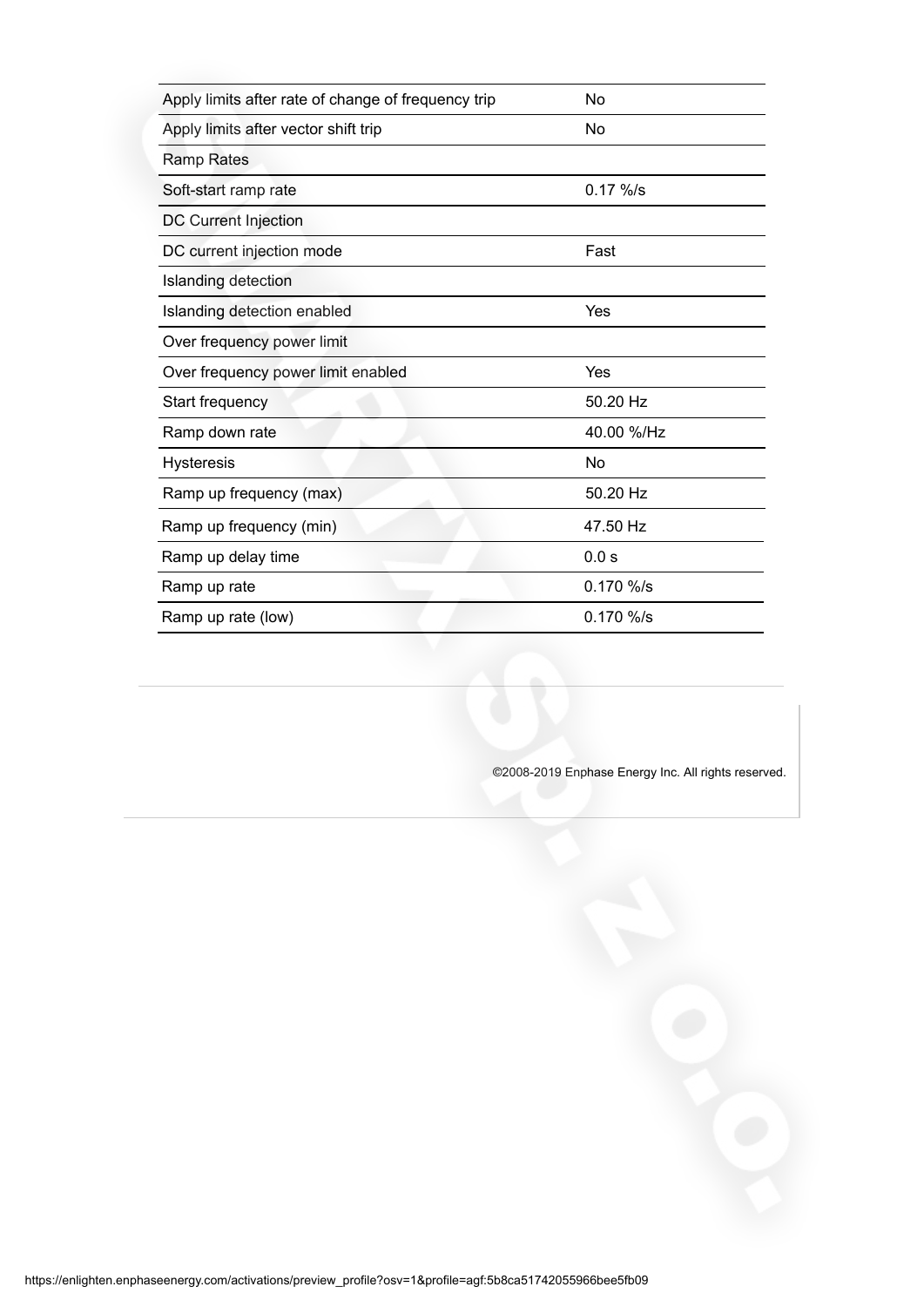| | |
|---|---|
| Apply limits after rate of change of frequency trip | No |
| Apply limits after vector shift trip | No |
| Ramp Rates | |
| Soft-start ramp rate | 0.17 %/s |
| DC Current Injection | |
| DC current injection mode | Fast |
| Islanding detection | |
| Islanding detection enabled | Yes |
| Over frequency power limit | |
| Over frequency power limit enabled | Yes |
| Start frequency | 50.20 Hz |
| Ramp down rate | 40.00 %/Hz |
| Hysteresis | No |
| Ramp up frequency (max) | 50.20 Hz |
| Ramp up frequency (min) | 47.50 Hz |
| Ramp up delay time | 0.0 s |
| Ramp up rate | 0.170 %/s |
| Ramp up rate (low) | 0.170 %/s |

©2008-2019 Enphase Energy Inc. All rights reserved.